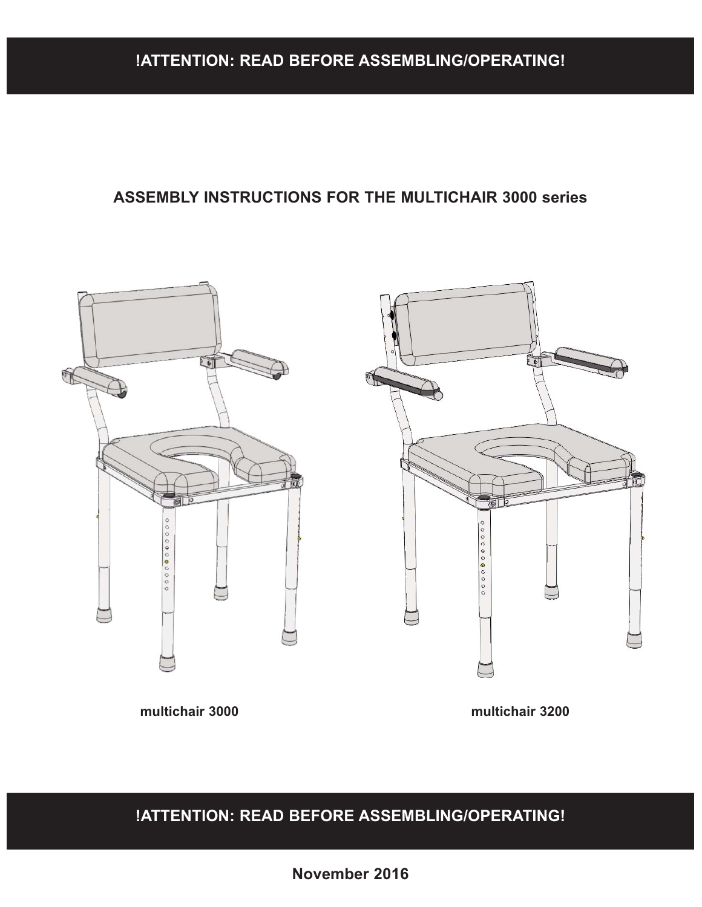**!ATTENTION: READ BEFORE ASSEMBLING/OPERATING!**

# ASSEMBLY INSTRUCTIONS FOR THE MULTICHAIR 3000 series

multichair 3000

multichair 3200

**!ATTENTION: READ BEFORE ASSEMBLING/OPERATING!**

**November 2016**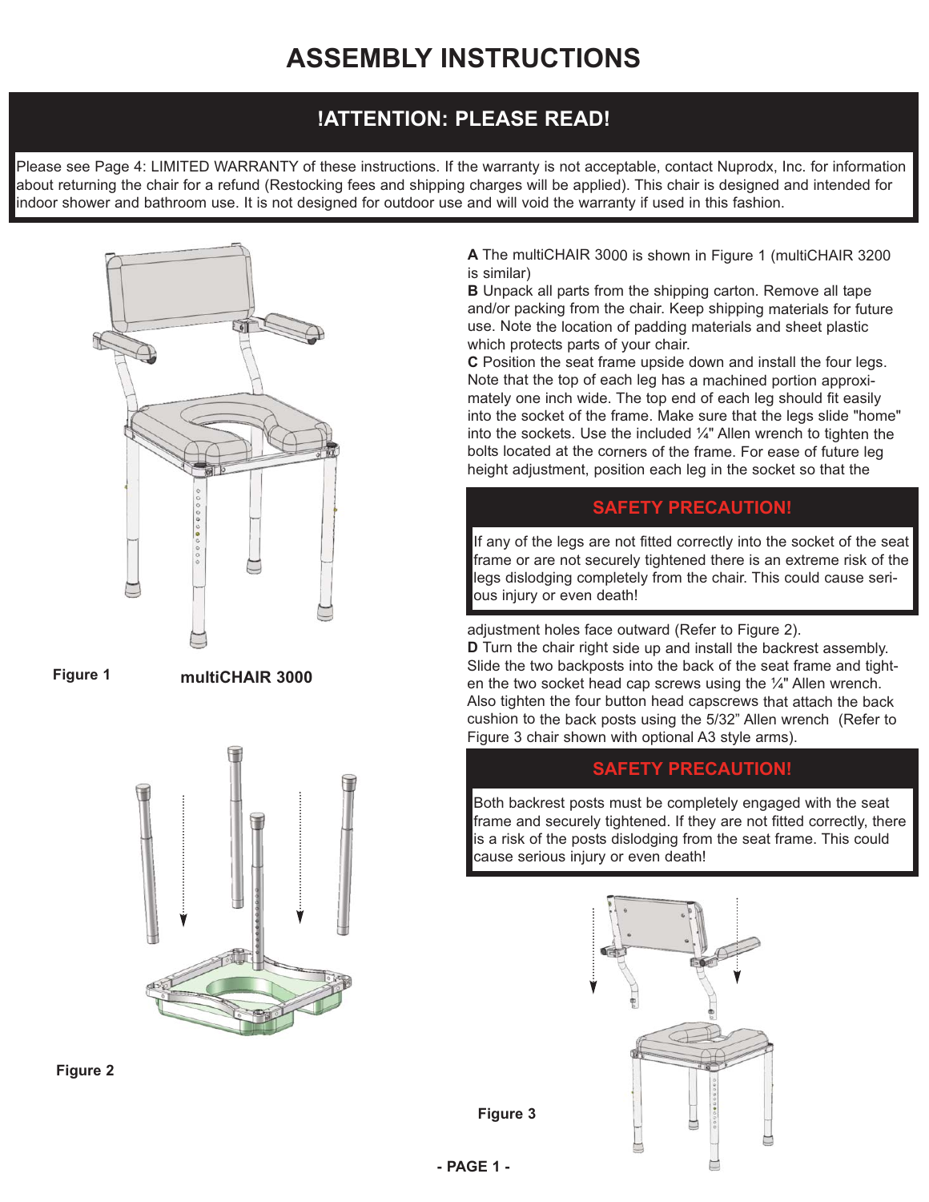# ASSEMBLY INSTRUCTIONS

## !ATTENTION: PLEASE READ!

Please see Page 4: LIMITED WARRANTY of these instructions. If the warranty is not acceptable, contact Nuprodx, Inc. for information about returning the chair for a refund (Restocking fees and shipping charges will be applied). This chair is designed and intended for indoor shower and bathroom use. It is not designed for outdoor use and will void the warranty if used in this fashion.

**Figure 1** **multiCHAIR 3000**

**Figure 2**

**A** The multiCHAIR 3000 is shown in Figure 1 (multiCHAIR 3200 is similar)

**B** Unpack all parts from the shipping carton. Remove all tape and/or packing from the chair. Keep shipping materials for future use. Note the location of padding materials and sheet plastic which protects parts of your chair.

**C** Position the seat frame upside down and install the four legs. Note that the top of each leg has a machined portion approximately one inch wide. The top end of each leg should fit easily into the socket of the frame. Make sure that the legs slide "home" into the sockets. Use the included ¼" Allen wrench to tighten the bolts located at the corners of the frame. For ease of future leg height adjustment, position each leg in the socket so that the adjustment holes face outward (Refer to Figure 2).

### SAFETY PRECAUTION!

If any of the legs are not fitted correctly into the socket of the seat frame or are not securely tightened there is an extreme risk of the legs dislodging completely from the chair. This could cause serious injury or even death!

**D** Turn the chair right side up and install the backrest assembly. Slide the two backposts into the back of the seat frame and tighten the two socket head cap screws using the ¼" Allen wrench. Also tighten the four button head capscrews that attach the back cushion to the back posts using the 5/32" Allen wrench (Refer to Figure 3 chair shown with optional A3 style arms).

### SAFETY PRECAUTION!

Both backrest posts must be completely engaged with the seat frame and securely tightened. If they are not fitted correctly, there is a risk of the posts dislodging from the seat frame. This could cause serious injury or even death!

**Figure 3**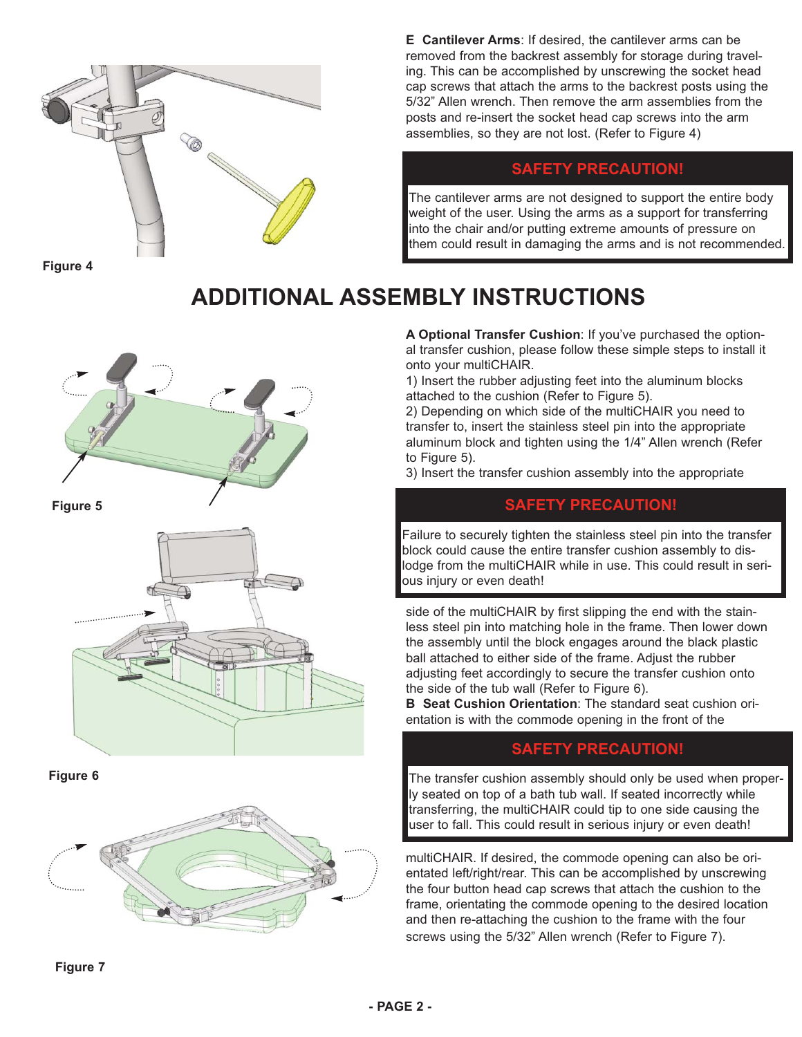**E Cantilever Arms**: If desired, the cantilever arms can be removed from the backrest assembly for storage during traveling. This can be accomplished by unscrewing the socket head cap screws that attach the arms to the backrest posts using the 5/32" Allen wrench. Then remove the arm assemblies from the posts and re-insert the socket head cap screws into the arm assemblies, so they are not lost. (Refer to Figure 4)

**SAFETY PRECAUTION!**

The cantilever arms are not designed to support the entire body weight of the user. Using the arms as a support for transferring into the chair and/or putting extreme amounts of pressure on them could result in damaging the arms and is not recommended.

Figure 4

# ADDITIONAL ASSEMBLY INSTRUCTIONS

**A Optional Transfer Cushion**: If you've purchased the optional transfer cushion, please follow these simple steps to install it onto your multiCHAIR.

1) Insert the rubber adjusting feet into the aluminum blocks attached to the cushion (Refer to Figure 5).

2) Depending on which side of the multiCHAIR you need to transfer to, insert the stainless steel pin into the appropriate aluminum block and tighten using the 1/4" Allen wrench (Refer to Figure 5).

3) Insert the transfer cushion assembly into the appropriate side of the multiCHAIR by first slipping the end with the stainless steel pin into matching hole in the frame. Then lower down the assembly until the block engages around the black plastic ball attached to either side of the frame. Adjust the rubber adjusting feet accordingly to secure the transfer cushion onto the side of the tub wall (Refer to Figure 6).

**SAFETY PRECAUTION!**

Failure to securely tighten the stainless steel pin into the transfer block could cause the entire transfer cushion assembly to dislodge from the multiCHAIR while in use. This could result in serious injury or even death!

Figure 5

Figure 6

**B Seat Cushion Orientation**: The standard seat cushion orientation is with the commode opening in the front of the multiCHAIR. If desired, the commode opening can also be orientated left/right/rear. This can be accomplished by unscrewing the four button head cap screws that attach the cushion to the frame, orientating the commode opening to the desired location and then re-attaching the cushion to the frame with the four screws using the 5/32" Allen wrench (Refer to Figure 7).

**SAFETY PRECAUTION!**

The transfer cushion assembly should only be used when properly seated on top of a bath tub wall. If seated incorrectly while transferring, the multiCHAIR could tip to one side causing the user to fall. This could result in serious injury or even death!

Figure 7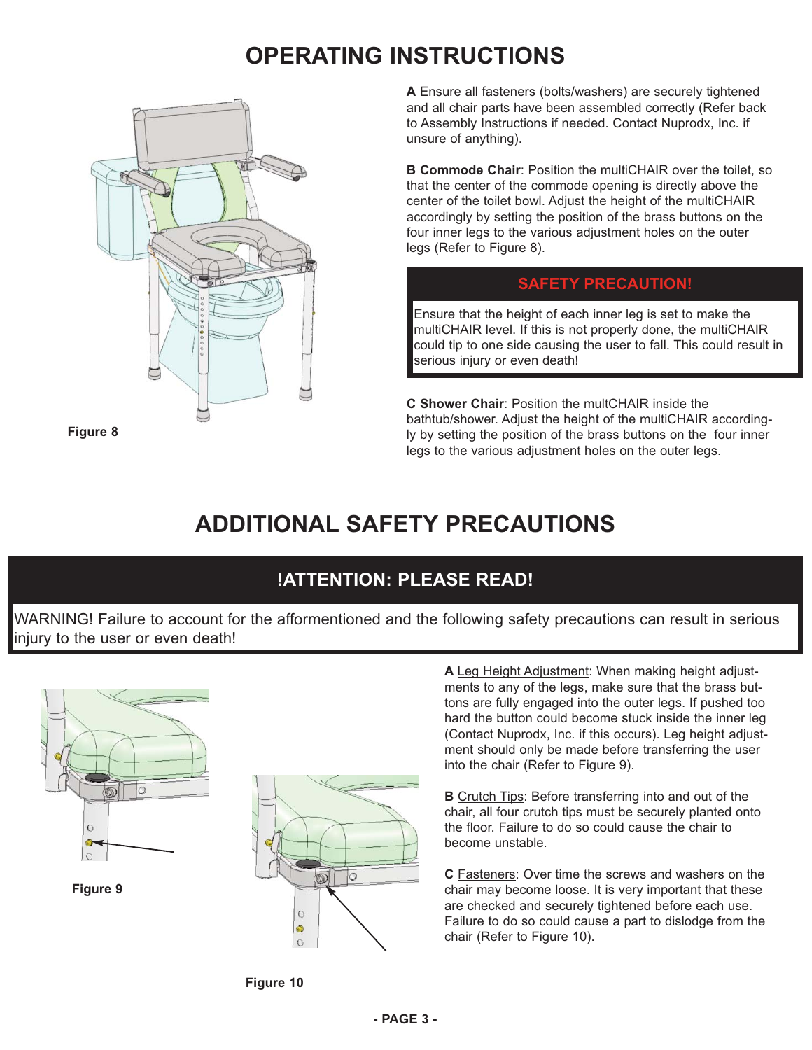# OPERATING INSTRUCTIONS

Figure 8

**A** Ensure all fasteners (bolts/washers) are securely tightened and all chair parts have been assembled correctly (Refer back to Assembly Instructions if needed. Contact Nuprodx, Inc. if unsure of anything).

**B Commode Chair**: Position the multiCHAIR over the toilet, so that the center of the commode opening is directly above the center of the toilet bowl. Adjust the height of the multiCHAIR accordingly by setting the position of the brass buttons on the four inner legs to the various adjustment holes on the outer legs (Refer to Figure 8).

**SAFETY PRECAUTION!**

Ensure that the height of each inner leg is set to make the multiCHAIR level. If this is not properly done, the multiCHAIR could tip to one side causing the user to fall. This could result in serious injury or even death!

**C Shower Chair**: Position the multCHAIR inside the bathtub/shower. Adjust the height of the multiCHAIR accordingly by setting the position of the brass buttons on the four inner legs to the various adjustment holes on the outer legs.

# ADDITIONAL SAFETY PRECAUTIONS

## !ATTENTION: PLEASE READ!

WARNING! Failure to account for the afformentioned and the following safety precautions can result in serious injury to the user or even death!

Figure 9

Figure 10

**A** Leg Height Adjustment: When making height adjustments to any of the legs, make sure that the brass buttons are fully engaged into the outer legs. If pushed too hard the button could become stuck inside the inner leg (Contact Nuprodx, Inc. if this occurs). Leg height adjustment should only be made before transferring the user into the chair (Refer to Figure 9).

**B** Crutch Tips: Before transferring into and out of the chair, all four crutch tips must be securely planted onto the floor. Failure to do so could cause the chair to become unstable.

**C** Fasteners: Over time the screws and washers on the chair may become loose. It is very important that these are checked and securely tightened before each use. Failure to do so could cause a part to dislodge from the chair (Refer to Figure 10).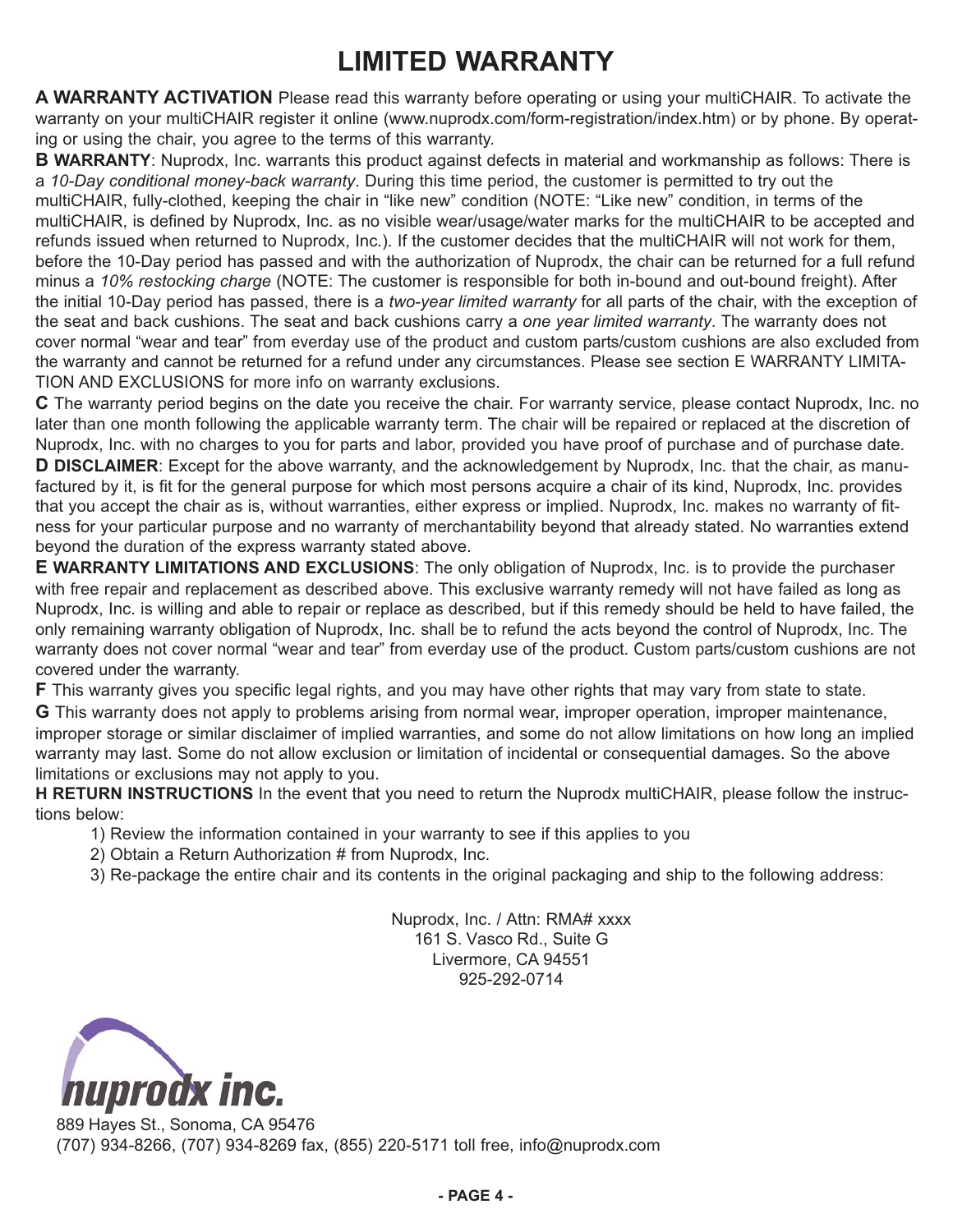# LIMITED WARRANTY

**A WARRANTY ACTIVATION** Please read this warranty before operating or using your multiCHAIR. To activate the warranty on your multiCHAIR register it online (www.nuprodx.com/form-registration/index.htm) or by phone. By operating or using the chair, you agree to the terms of this warranty.

**B WARRANTY**: Nuprodx, Inc. warrants this product against defects in material and workmanship as follows: There is a *10-Day conditional money-back warranty*. During this time period, the customer is permitted to try out the multiCHAIR, fully-clothed, keeping the chair in "like new" condition (NOTE: "Like new" condition, in terms of the multiCHAIR, is defined by Nuprodx, Inc. as no visible wear/usage/water marks for the multiCHAIR to be accepted and refunds issued when returned to Nuprodx, Inc.). If the customer decides that the multiCHAIR will not work for them, before the 10-Day period has passed and with the authorization of Nuprodx, the chair can be returned for a full refund minus a *10% restocking charge* (NOTE: The customer is responsible for both in-bound and out-bound freight). After the initial 10-Day period has passed, there is a *two-year limited warranty* for all parts of the chair, with the exception of the seat and back cushions. The seat and back cushions carry a *one year limited warranty*. The warranty does not cover normal "wear and tear" from everday use of the product and custom parts/custom cushions are also excluded from the warranty and cannot be returned for a refund under any circumstances. Please see section E WARRANTY LIMITATION AND EXCLUSIONS for more info on warranty exclusions.

**C** The warranty period begins on the date you receive the chair. For warranty service, please contact Nuprodx, Inc. no later than one month following the applicable warranty term. The chair will be repaired or replaced at the discretion of Nuprodx, Inc. with no charges to you for parts and labor, provided you have proof of purchase and of purchase date.

**D DISCLAIMER**: Except for the above warranty, and the acknowledgement by Nuprodx, Inc. that the chair, as manufactured by it, is fit for the general purpose for which most persons acquire a chair of its kind, Nuprodx, Inc. provides that you accept the chair as is, without warranties, either express or implied. Nuprodx, Inc. makes no warranty of fitness for your particular purpose and no warranty of merchantability beyond that already stated. No warranties extend beyond the duration of the express warranty stated above.

**E WARRANTY LIMITATIONS AND EXCLUSIONS**: The only obligation of Nuprodx, Inc. is to provide the purchaser with free repair and replacement as described above. This exclusive warranty remedy will not have failed as long as Nuprodx, Inc. is willing and able to repair or replace as described, but if this remedy should be held to have failed, the only remaining warranty obligation of Nuprodx, Inc. shall be to refund the acts beyond the control of Nuprodx, Inc. The warranty does not cover normal "wear and tear" from everday use of the product. Custom parts/custom cushions are not covered under the warranty.

**F** This warranty gives you specific legal rights, and you may have other rights that may vary from state to state.

**G** This warranty does not apply to problems arising from normal wear, improper operation, improper maintenance, improper storage or similar disclaimer of implied warranties, and some do not allow limitations on how long an implied warranty may last. Some do not allow exclusion or limitation of incidental or consequential damages. So the above limitations or exclusions may not apply to you.

**H RETURN INSTRUCTIONS** In the event that you need to return the Nuprodx multiCHAIR, please follow the instructions below:

1) Review the information contained in your warranty to see if this applies to you
2) Obtain a Return Authorization # from Nuprodx, Inc.
3) Re-package the entire chair and its contents in the original packaging and ship to the following address:

Nuprodx, Inc. / Attn: RMA# xxxx
161 S. Vasco Rd., Suite G
Livermore, CA 94551
925-292-0714

nuprodx inc.

889 Hayes St., Sonoma, CA 95476
(707) 934-8266, (707) 934-8269 fax, (855) 220-5171 toll free, info@nuprodx.com